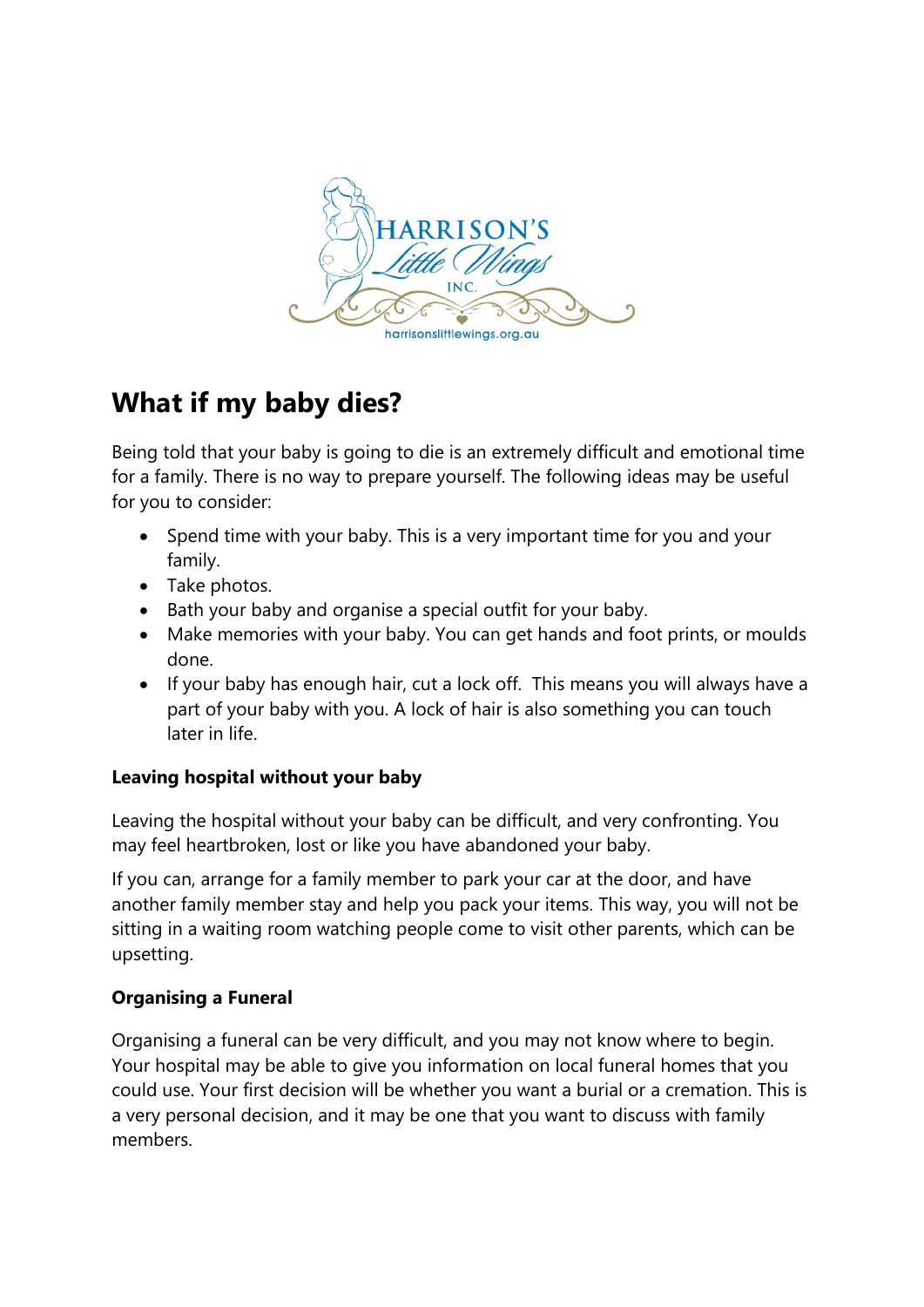# What if my baby dies?

Being told that your baby is going to die is an extremely difficult and emotional time for a family. There is no way to prepare yourself. The following ideas may be useful for you to consider:

- Spend time with your baby. This is a very important time for you and your family.
- Take photos.
- Bath your baby and organise a special outfit for your baby.
- Make memories with your baby. You can get hands and foot prints, or moulds done.
- If your baby has enough hair, cut a lock off. This means you will always have a part of your baby with you. A lock of hair is also something you can touch later in life.

**Leaving hospital without your baby**

Leaving the hospital without your baby can be difficult, and very confronting. You may feel heartbroken, lost or like you have abandoned your baby.

If you can, arrange for a family member to park your car at the door, and have another family member stay and help you pack your items. This way, you will not be sitting in a waiting room watching people come to visit other parents, which can be upsetting.

**Organising a Funeral**

Organising a funeral can be very difficult, and you may not know where to begin. Your hospital may be able to give you information on local funeral homes that you could use. Your first decision will be whether you want a burial or a cremation. This is a very personal decision, and it may be one that you want to discuss with family members.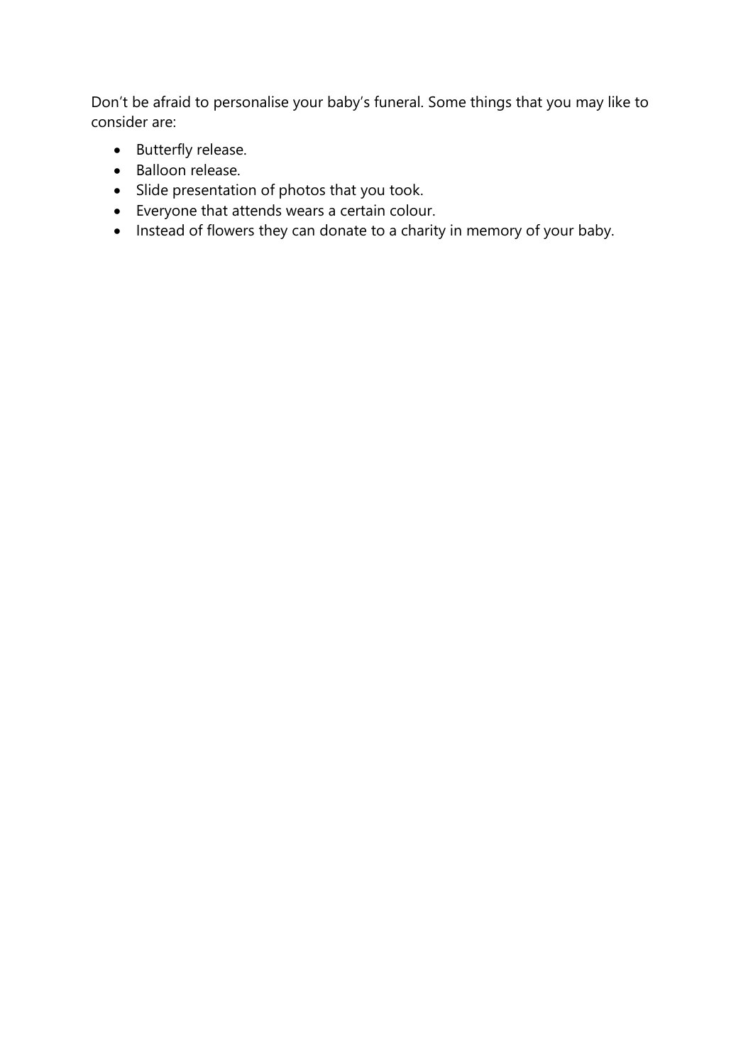Don’t be afraid to personalise your baby’s funeral. Some things that you may like to consider are:

- Butterfly release.
- Balloon release.
- Slide presentation of photos that you took.
- Everyone that attends wears a certain colour.
- Instead of flowers they can donate to a charity in memory of your baby.